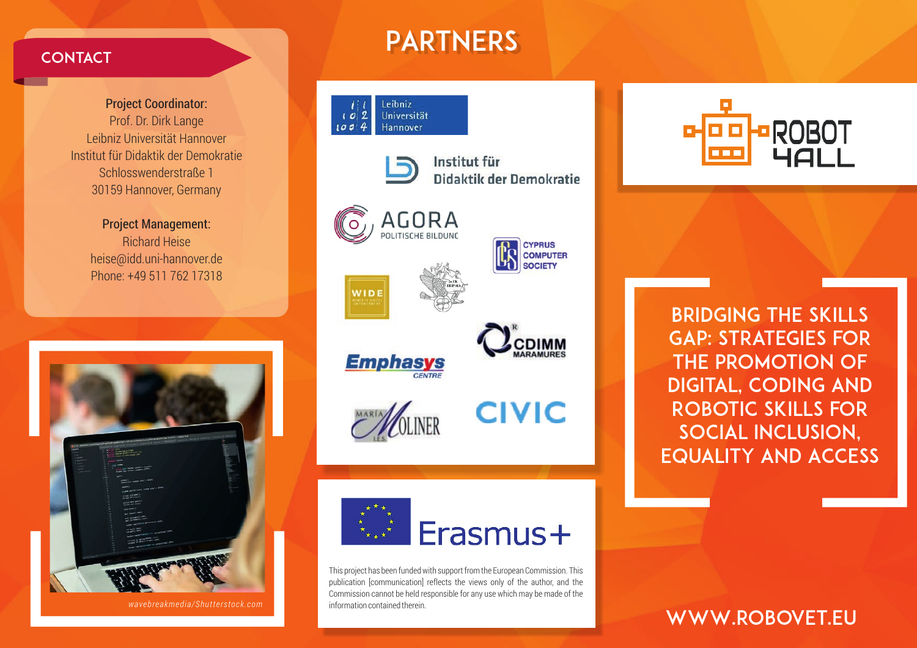## CONTACT

**Project Coordinator:**
Prof. Dr. Dirk Lange
Leibniz Universität Hannover
Institut für Didaktik der Demokratie
Schlosswenderstraße 1
30159 Hannover, Germany

**Project Management:**
Richard Heise
heise@idd.uni-hannover.de
Phone: +49 511 762 17318

*wavebreakmedia/Shutterstock.com*

# PARTNERS

Leibniz Universität Hannover

Institut für Didaktik der Demokratie

AGORA POLITISCHE BILDUNG

CYPRUS COMPUTER SOCIETY

WIDE

CDIMM MARAMURES

Emphasys CENTRE

MARÍA MOLINER I.E.S.

CIVIC

Erasmus+

This project has been funded with support from the European Commission. This publication [communication] reflects the views only of the author, and the Commission cannot be held responsible for any use which may be made of the information contained therein.

ROBOT 4ALL

## BRIDGING THE SKILLS GAP: STRATEGIES FOR THE PROMOTION OF DIGITAL, CODING AND ROBOTIC SKILLS FOR SOCIAL INCLUSION, EQUALITY AND ACCESS

WWW.ROBOVET.EU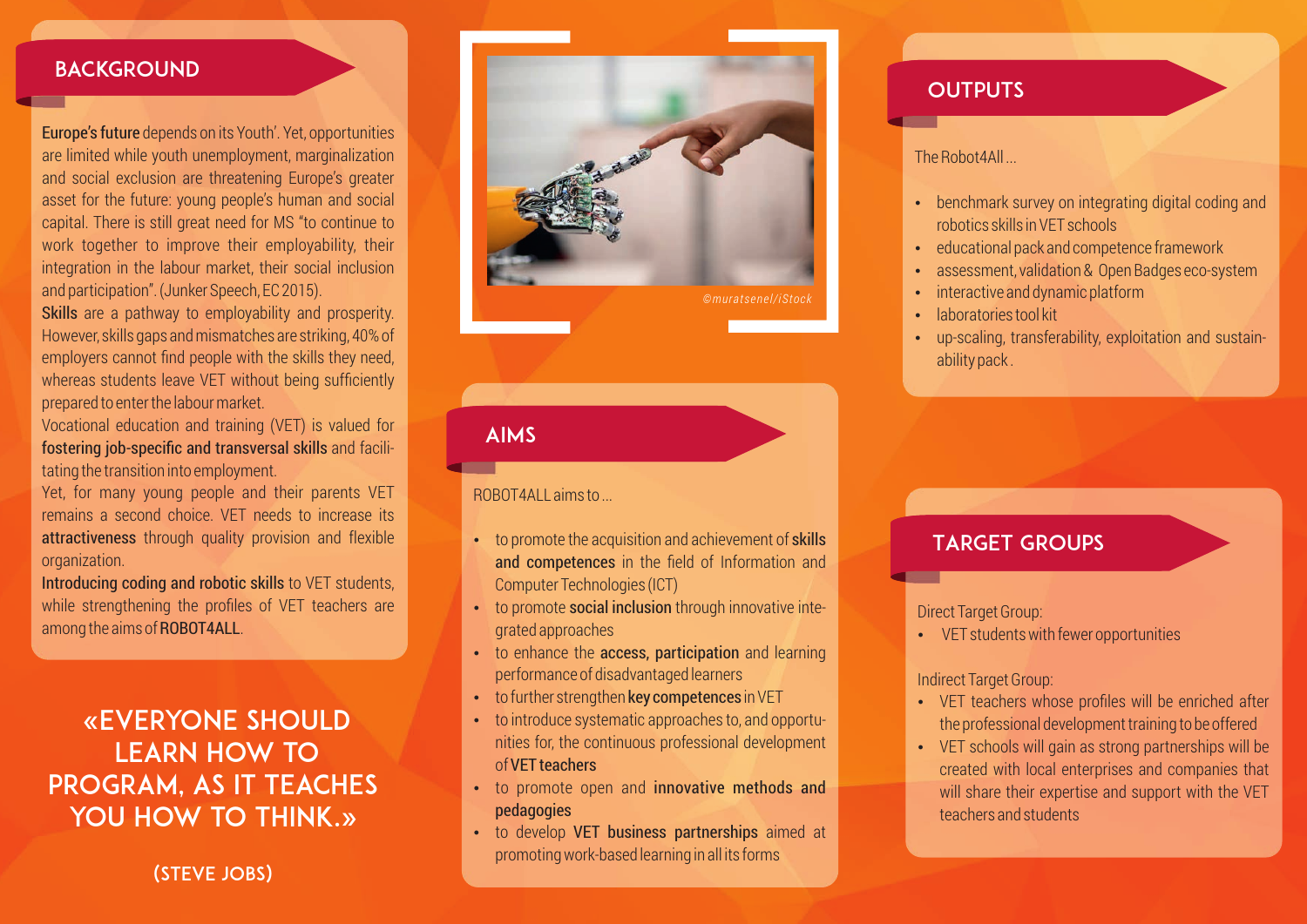## BACKGROUND

**Europe's future** depends on its Youth'. Yet, opportunities are limited while youth unemployment, marginalization and social exclusion are threatening Europe's greater asset for the future: young people's human and social capital. There is still great need for MS "to continue to work together to improve their employability, their integration in the labour market, their social inclusion and participation". (Junker Speech, EC 2015).

**Skills** are a pathway to employability and prosperity. However, skills gaps and mismatches are striking, 40% of employers cannot find people with the skills they need, whereas students leave VET without being sufficiently prepared to enter the labour market.

Vocational education and training (VET) is valued for **fostering job-specific and transversal skills** and facilitating the transition into employment.

Yet, for many young people and their parents VET remains a second choice. VET needs to increase its **attractiveness** through quality provision and flexible organization.

**Introducing coding and robotic skills** to VET students, while strengthening the profiles of VET teachers are among the aims of **ROBOT4ALL**.

**«EVERYONE SHOULD LEARN HOW TO PROGRAM, AS IT TEACHES YOU HOW TO THINK.»**

(STEVE JOBS)

*©muratsenel/iStock*

## AIMS

ROBOT4ALL aims to ...

- to promote the acquisition and achievement of **skills and competences** in the field of Information and Computer Technologies (ICT)
- to promote **social inclusion** through innovative integrated approaches
- to enhance the **access, participation** and learning performance of disadvantaged learners
- to further strengthen **key competences** in VET
- to introduce systematic approaches to, and opportunities for, the continuous professional development of **VET teachers**
- to promote open and **innovative methods and pedagogies**
- to develop **VET business partnerships** aimed at promoting work-based learning in all its forms

## OUTPUTS

The Robot4All ...

- benchmark survey on integrating digital coding and robotics skills in VET schools
- educational pack and competence framework
- assessment, validation & Open Badges eco-system
- interactive and dynamic platform
- laboratories tool kit
- up-scaling, transferability, exploitation and sustainability pack.

## TARGET GROUPS

Direct Target Group:

- VET students with fewer opportunities

Indirect Target Group:

- VET teachers whose profiles will be enriched after the professional development training to be offered
- VET schools will gain as strong partnerships will be created with local enterprises and companies that will share their expertise and support with the VET teachers and students